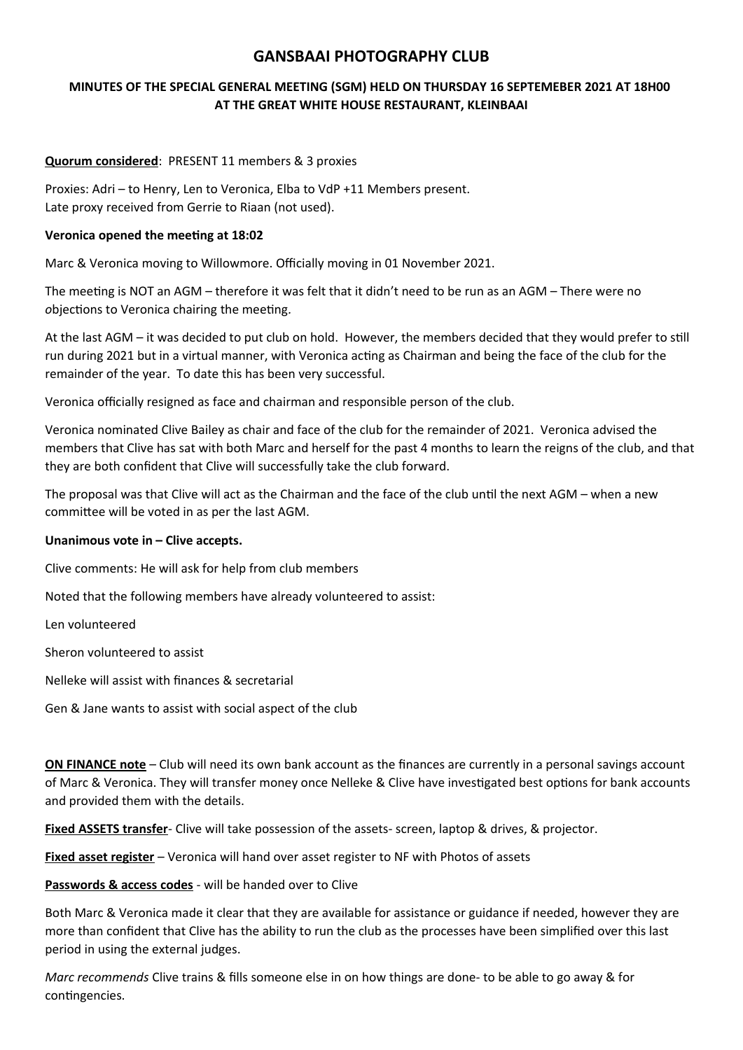# GANSBAAI PHOTOGRAPHY CLUB

### MINUTES OF THE SPECIAL GENERAL MEETING (SGM) HELD ON THURSDAY 16 SEPTEMEBER 2021 AT 18H00 AT THE GREAT WHITE HOUSE RESTAURANT, KLEINBAAI

**Quorum considered**: PRESENT 11 members & 3 proxies

Proxies: Adri – to Henry, Len to Veronica, Elba to VdP +11 Members present.
Late proxy received from Gerrie to Riaan (not used).

**Veronica opened the meeting at 18:02**

Marc & Veronica moving to Willowmore. Officially moving in 01 November 2021.

The meeting is NOT an AGM – therefore it was felt that it didn't need to be run as an AGM – There were no objections to Veronica chairing the meeting.

At the last AGM – it was decided to put club on hold. However, the members decided that they would prefer to still run during 2021 but in a virtual manner, with Veronica acting as Chairman and being the face of the club for the remainder of the year. To date this has been very successful.

Veronica officially resigned as face and chairman and responsible person of the club.

Veronica nominated Clive Bailey as chair and face of the club for the remainder of 2021. Veronica advised the members that Clive has sat with both Marc and herself for the past 4 months to learn the reigns of the club, and that they are both confident that Clive will successfully take the club forward.

The proposal was that Clive will act as the Chairman and the face of the club until the next AGM – when a new committee will be voted in as per the last AGM.

**Unanimous vote in – Clive accepts.**

Clive comments: He will ask for help from club members

Noted that the following members have already volunteered to assist:

Len volunteered

Sheron volunteered to assist

Nelleke will assist with finances & secretarial

Gen & Jane wants to assist with social aspect of the club

**ON FINANCE note** – Club will need its own bank account as the finances are currently in a personal savings account of Marc & Veronica. They will transfer money once Nelleke & Clive have investigated best options for bank accounts and provided them with the details.

**Fixed ASSETS transfer**- Clive will take possession of the assets- screen, laptop & drives, & projector.

**Fixed asset register** – Veronica will hand over asset register to NF with Photos of assets

**Passwords & access codes** - will be handed over to Clive

Both Marc & Veronica made it clear that they are available for assistance or guidance if needed, however they are more than confident that Clive has the ability to run the club as the processes have been simplified over this last period in using the external judges.

*Marc recommends* Clive trains & fills someone else in on how things are done- to be able to go away & for contingencies.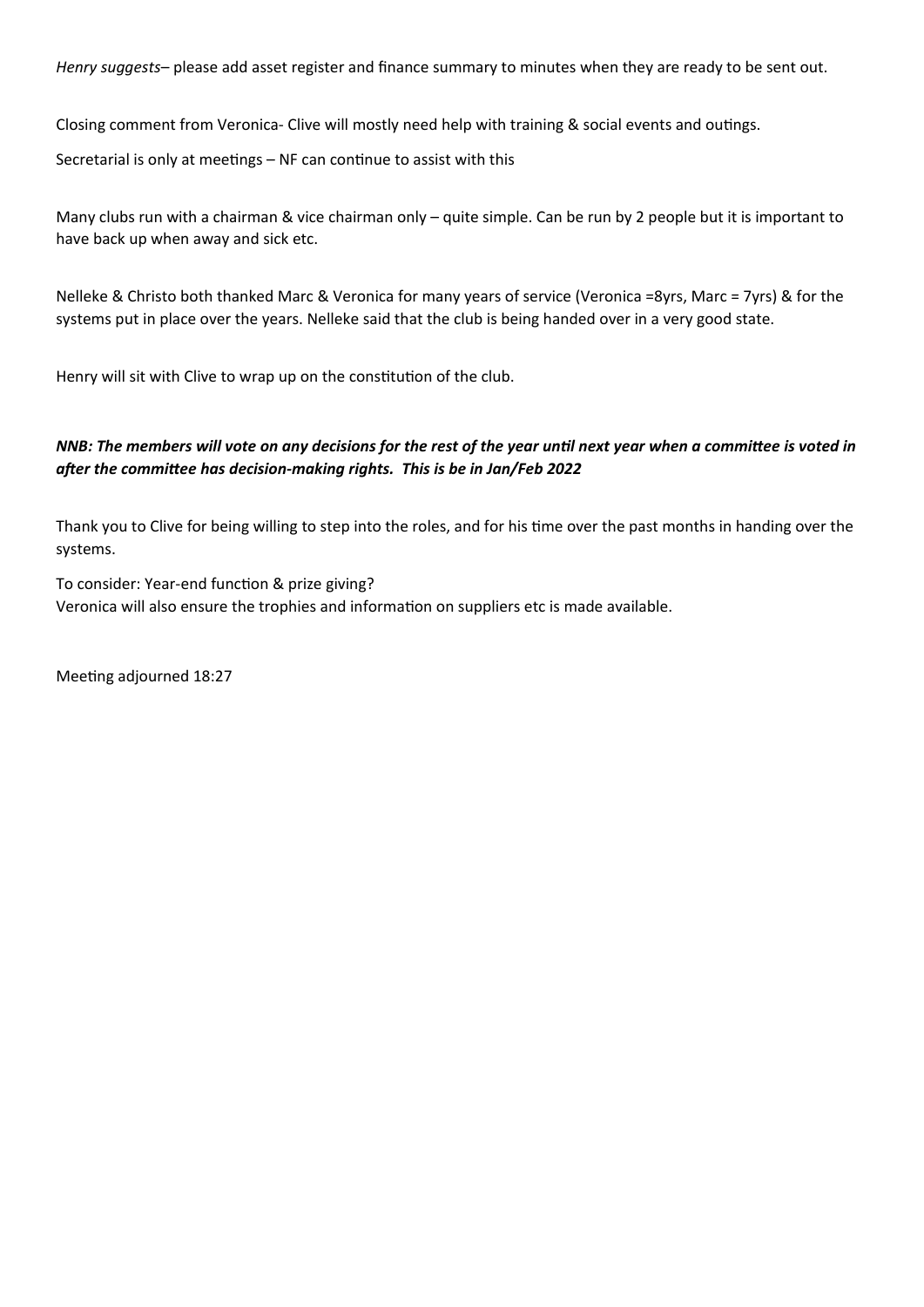*Henry suggests*– please add asset register and finance summary to minutes when they are ready to be sent out.

Closing comment from Veronica- Clive will mostly need help with training & social events and outings.

Secretarial is only at meetings – NF can continue to assist with this

Many clubs run with a chairman & vice chairman only – quite simple. Can be run by 2 people but it is important to have back up when away and sick etc.

Nelleke & Christo both thanked Marc & Veronica for many years of service (Veronica =8yrs, Marc = 7yrs) & for the systems put in place over the years. Nelleke said that the club is being handed over in a very good state.

Henry will sit with Clive to wrap up on the constitution of the club.

***NNB: The members will vote on any decisions for the rest of the year until next year when a committee is voted in after the committee has decision-making rights. This is be in Jan/Feb 2022***

Thank you to Clive for being willing to step into the roles, and for his time over the past months in handing over the systems.

To consider: Year-end function & prize giving?
Veronica will also ensure the trophies and information on suppliers etc is made available.

Meeting adjourned 18:27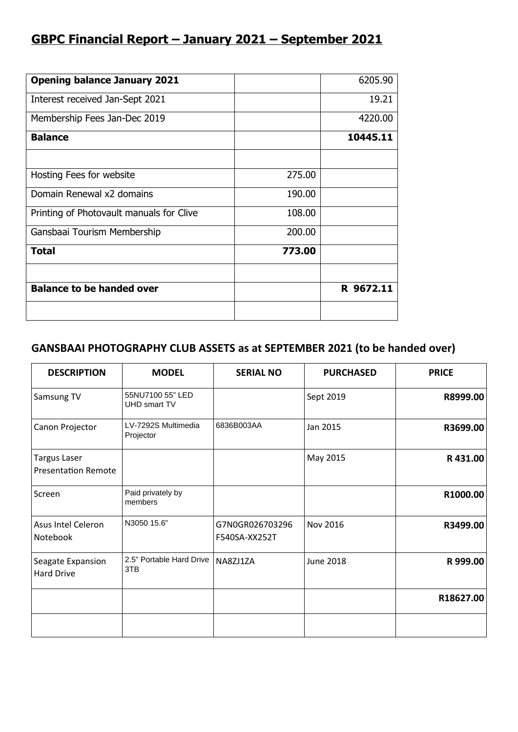# GBPC Financial Report – January 2021 – September 2021

| | | |
|---|---|---|
| **Opening balance January 2021** | | 6205.90 |
| Interest received Jan-Sept 2021 | | 19.21 |
| Membership Fees Jan-Dec 2019 | | 4220.00 |
| **Balance** | | **10445.11** |
| | | |
| Hosting Fees for website | 275.00 | |
| Domain Renewal x2 domains | 190.00 | |
| Printing of Photovault manuals for Clive | 108.00 | |
| Gansbaai Tourism Membership | 200.00 | |
| **Total** | **773.00** | |
| | | |
| **Balance to be handed over** | | **R 9672.11** |
| | | |

## GANSBAAI PHOTOGRAPHY CLUB ASSETS as at SEPTEMBER 2021 (to be handed over)

| DESCRIPTION | MODEL | SERIAL NO | PURCHASED | PRICE |
|---|---|---|---|---|
| Samsung TV | 55NU7100 55" LED UHD smart TV | | Sept 2019 | **R8999.00** |
| Canon Projector | LV-7292S Multimedia Projector | 6836B003AA | Jan 2015 | **R3699.00** |
| Targus Laser Presentation Remote | | | May 2015 | **R 431.00** |
| Screen | Paid privately by members | | | **R1000.00** |
| Asus Intel Celeron Notebook | N3050 15.6" | G7N0GR026703296 F540SA-XX252T | Nov 2016 | **R3499.00** |
| Seagate Expansion Hard Drive | 2.5" Portable Hard Drive 3TB | NA8ZJ1ZA | June 2018 | **R 999.00** |
| | | | | **R18627.00** |
| | | | | |